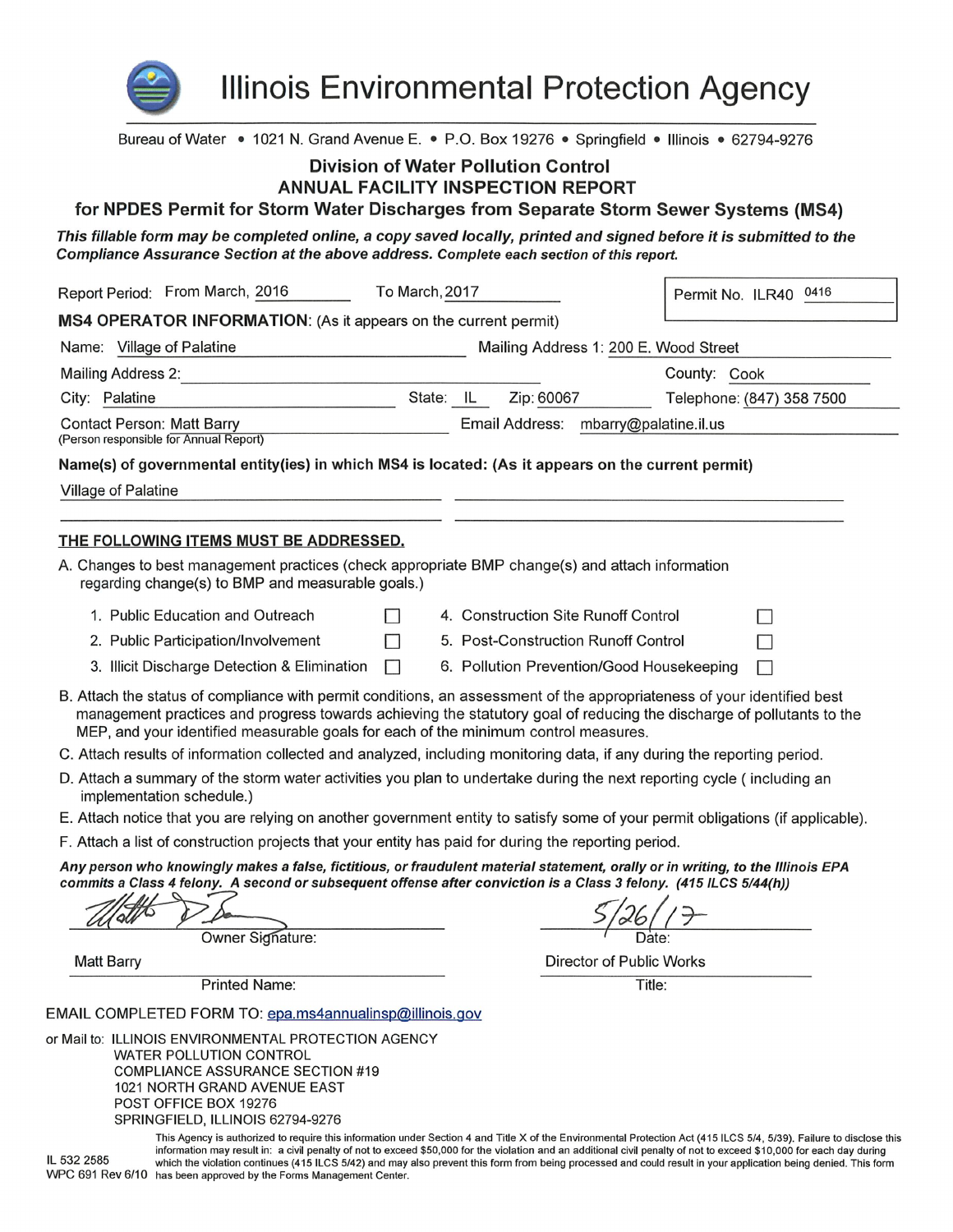# Illinois Environmental Protection Agency

Bureau of Water • 1021 N. Grand Avenue E. • P.O. Box 19276 • Springfield • Illinois • 62794-9276

## Division of Water Pollution Control
## ANNUAL FACILITY INSPECTION REPORT
## for NPDES Permit for Storm Water Discharges from Separate Storm Sewer Systems (MS4)

***This fillable form may be completed online, a copy saved locally, printed and signed before it is submitted to the Compliance Assurance Section at the above address. Complete each section of this report.***

Report Period: From March, 2016 To March, 2017

Permit No. ILR40 0416

**MS4 OPERATOR INFORMATION:** (As it appears on the current permit)

Name: Village of Palatine

Mailing Address 1: 200 E. Wood Street

Mailing Address 2:

County: Cook

City: Palatine

State: IL

Zip: 60067

Telephone: (847) 358 7500

Contact Person: Matt Barry
(Person responsible for Annual Report)

Email Address: mbarry@palatine.il.us

**Name(s) of governmental entity(ies) in which MS4 is located: (As it appears on the current permit)**

Village of Palatine

**THE FOLLOWING ITEMS MUST BE ADDRESSED.**

A. Changes to best management practices (check appropriate BMP change(s) and attach information regarding change(s) to BMP and measurable goals.)

| | | | |
|---|---|---|---|
| 1. Public Education and Outreach | ☐ | 4. Construction Site Runoff Control | ☐ |
| 2. Public Participation/Involvement | ☐ | 5. Post-Construction Runoff Control | ☐ |
| 3. Illicit Discharge Detection & Elimination | ☐ | 6. Pollution Prevention/Good Housekeeping | ☐ |

B. Attach the status of compliance with permit conditions, an assessment of the appropriateness of your identified best management practices and progress towards achieving the statutory goal of reducing the discharge of pollutants to the MEP, and your identified measurable goals for each of the minimum control measures.

C. Attach results of information collected and analyzed, including monitoring data, if any during the reporting period.

D. Attach a summary of the storm water activities you plan to undertake during the next reporting cycle ( including an implementation schedule.)

E. Attach notice that you are relying on another government entity to satisfy some of your permit obligations (if applicable).

F. Attach a list of construction projects that your entity has paid for during the reporting period.

***Any person who knowingly makes a false, fictitious, or fraudulent material statement, orally or in writing, to the Illinois EPA commits a Class 4 felony. A second or subsequent offense after conviction is a Class 3 felony. (415 ILCS 5/44(h))***

[Signature]
Owner Signature:

5/26/17
Date:

Matt Barry
Printed Name:

Director of Public Works
Title:

EMAIL COMPLETED FORM TO: epa.ms4annualinsp@illinois.gov

or Mail to: ILLINOIS ENVIRONMENTAL PROTECTION AGENCY
WATER POLLUTION CONTROL
COMPLIANCE ASSURANCE SECTION #19
1021 NORTH GRAND AVENUE EAST
POST OFFICE BOX 19276
SPRINGFIELD, ILLINOIS 62794-9276

IL 532 2585
WPC 691 Rev 6/10

This Agency is authorized to require this information under Section 4 and Title X of the Environmental Protection Act (415 ILCS 5/4, 5/39). Failure to disclose this information may result in: a civil penalty of not to exceed $50,000 for the violation and an additional civil penalty of not to exceed $10,000 for each day during which the violation continues (415 ILCS 5/42) and may also prevent this form from being processed and could result in your application being denied. This form has been approved by the Forms Management Center.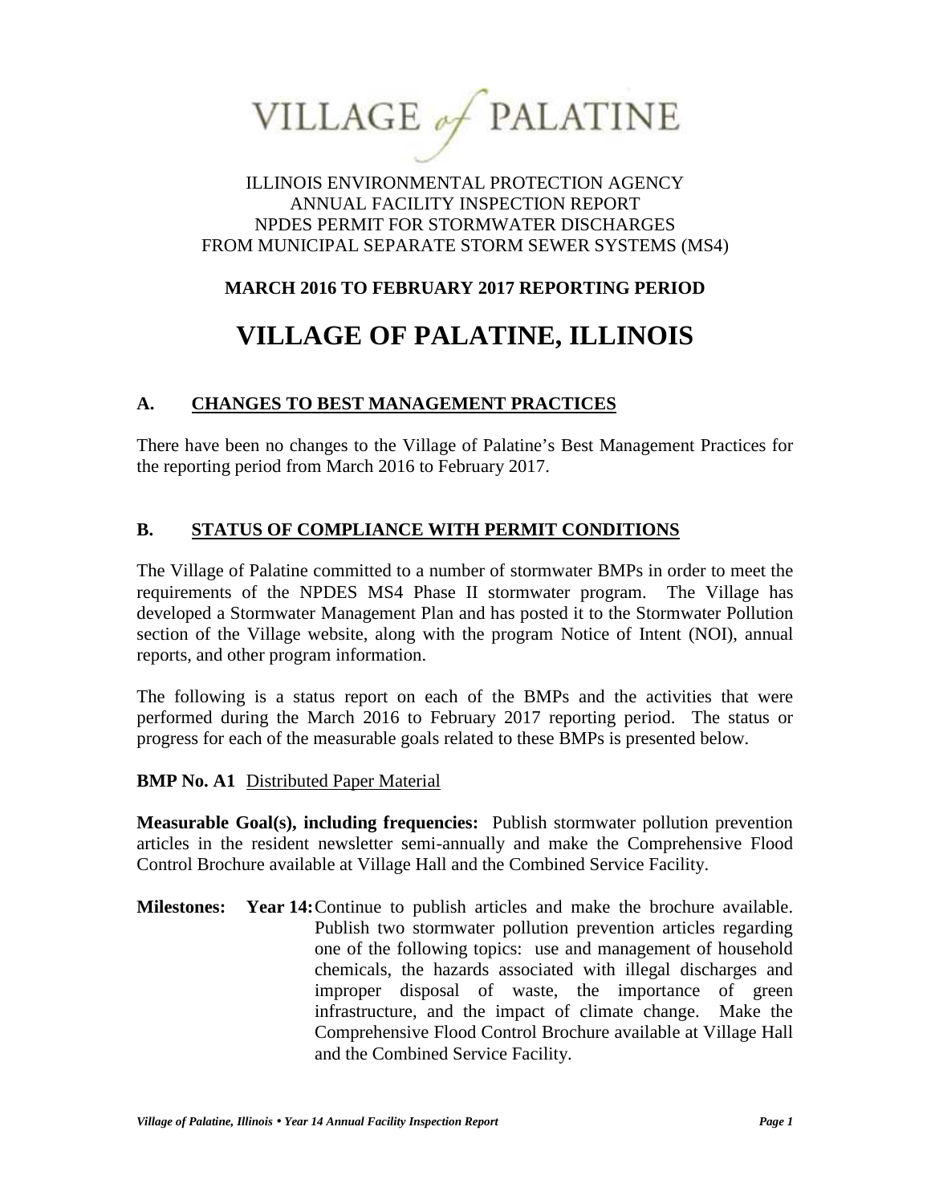VILLAGE of PALATINE

ILLINOIS ENVIRONMENTAL PROTECTION AGENCY
ANNUAL FACILITY INSPECTION REPORT
NPDES PERMIT FOR STORMWATER DISCHARGES
FROM MUNICIPAL SEPARATE STORM SEWER SYSTEMS (MS4)

**MARCH 2016 TO FEBRUARY 2017 REPORTING PERIOD**

# VILLAGE OF PALATINE, ILLINOIS

## A. CHANGES TO BEST MANAGEMENT PRACTICES

There have been no changes to the Village of Palatine's Best Management Practices for the reporting period from March 2016 to February 2017.

## B. STATUS OF COMPLIANCE WITH PERMIT CONDITIONS

The Village of Palatine committed to a number of stormwater BMPs in order to meet the requirements of the NPDES MS4 Phase II stormwater program. The Village has developed a Stormwater Management Plan and has posted it to the Stormwater Pollution section of the Village website, along with the program Notice of Intent (NOI), annual reports, and other program information.

The following is a status report on each of the BMPs and the activities that were performed during the March 2016 to February 2017 reporting period. The status or progress for each of the measurable goals related to these BMPs is presented below.

**BMP No. A1** Distributed Paper Material

**Measurable Goal(s), including frequencies:** Publish stormwater pollution prevention articles in the resident newsletter semi-annually and make the Comprehensive Flood Control Brochure available at Village Hall and the Combined Service Facility.

**Milestones:** **Year 14:** Continue to publish articles and make the brochure available. Publish two stormwater pollution prevention articles regarding one of the following topics: use and management of household chemicals, the hazards associated with illegal discharges and improper disposal of waste, the importance of green infrastructure, and the impact of climate change. Make the Comprehensive Flood Control Brochure available at Village Hall and the Combined Service Facility.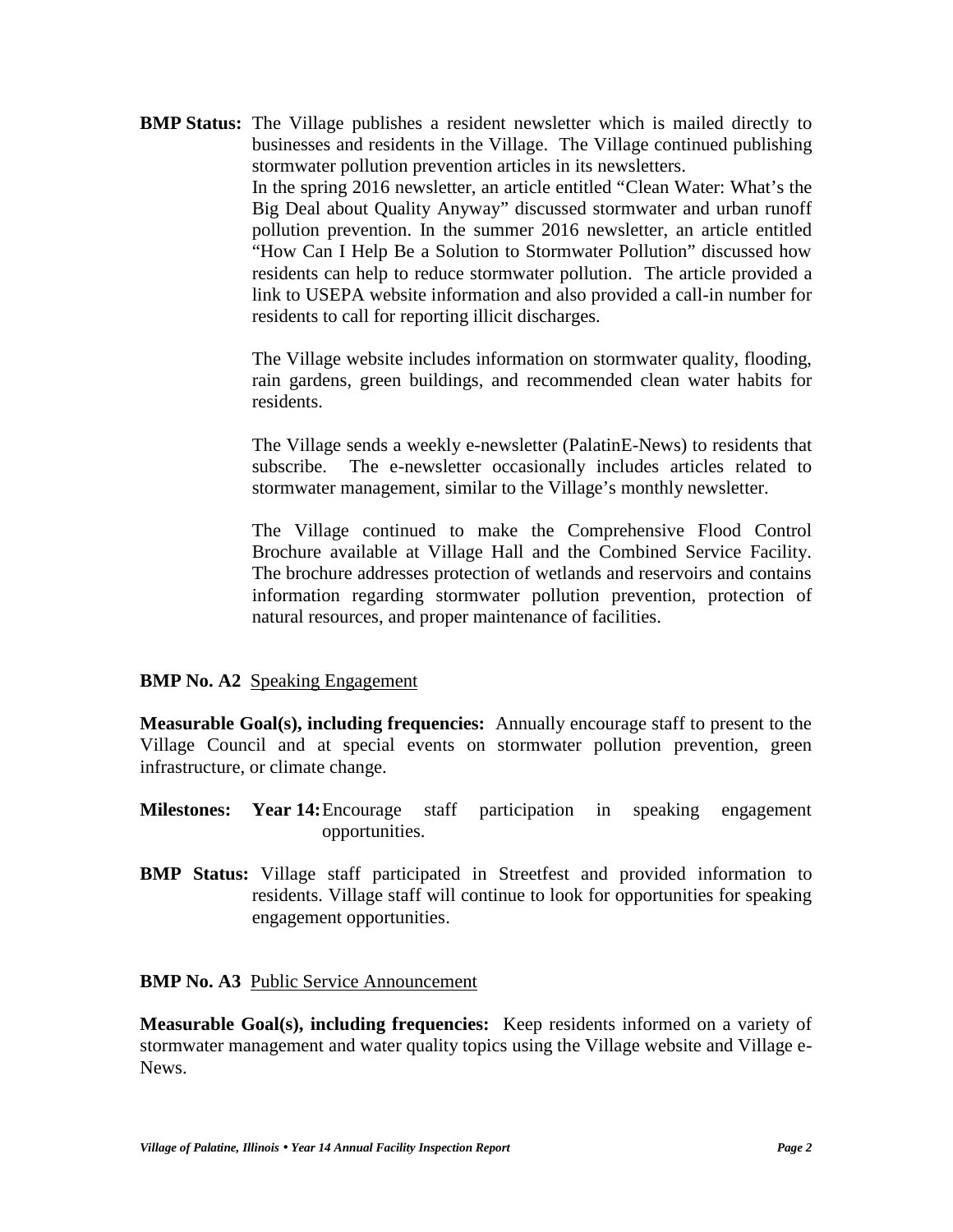**BMP Status:** The Village publishes a resident newsletter which is mailed directly to businesses and residents in the Village. The Village continued publishing stormwater pollution prevention articles in its newsletters.

In the spring 2016 newsletter, an article entitled "Clean Water: What's the Big Deal about Quality Anyway" discussed stormwater and urban runoff pollution prevention. In the summer 2016 newsletter, an article entitled "How Can I Help Be a Solution to Stormwater Pollution" discussed how residents can help to reduce stormwater pollution. The article provided a link to USEPA website information and also provided a call-in number for residents to call for reporting illicit discharges.

The Village website includes information on stormwater quality, flooding, rain gardens, green buildings, and recommended clean water habits for residents.

The Village sends a weekly e-newsletter (PalatinE-News) to residents that subscribe. The e-newsletter occasionally includes articles related to stormwater management, similar to the Village's monthly newsletter.

The Village continued to make the Comprehensive Flood Control Brochure available at Village Hall and the Combined Service Facility. The brochure addresses protection of wetlands and reservoirs and contains information regarding stormwater pollution prevention, protection of natural resources, and proper maintenance of facilities.

**BMP No. A2** Speaking Engagement

**Measurable Goal(s), including frequencies:** Annually encourage staff to present to the Village Council and at special events on stormwater pollution prevention, green infrastructure, or climate change.

**Milestones:** **Year 14:** Encourage staff participation in speaking engagement opportunities.

**BMP Status:** Village staff participated in Streetfest and provided information to residents. Village staff will continue to look for opportunities for speaking engagement opportunities.

**BMP No. A3** Public Service Announcement

**Measurable Goal(s), including frequencies:** Keep residents informed on a variety of stormwater management and water quality topics using the Village website and Village e-News.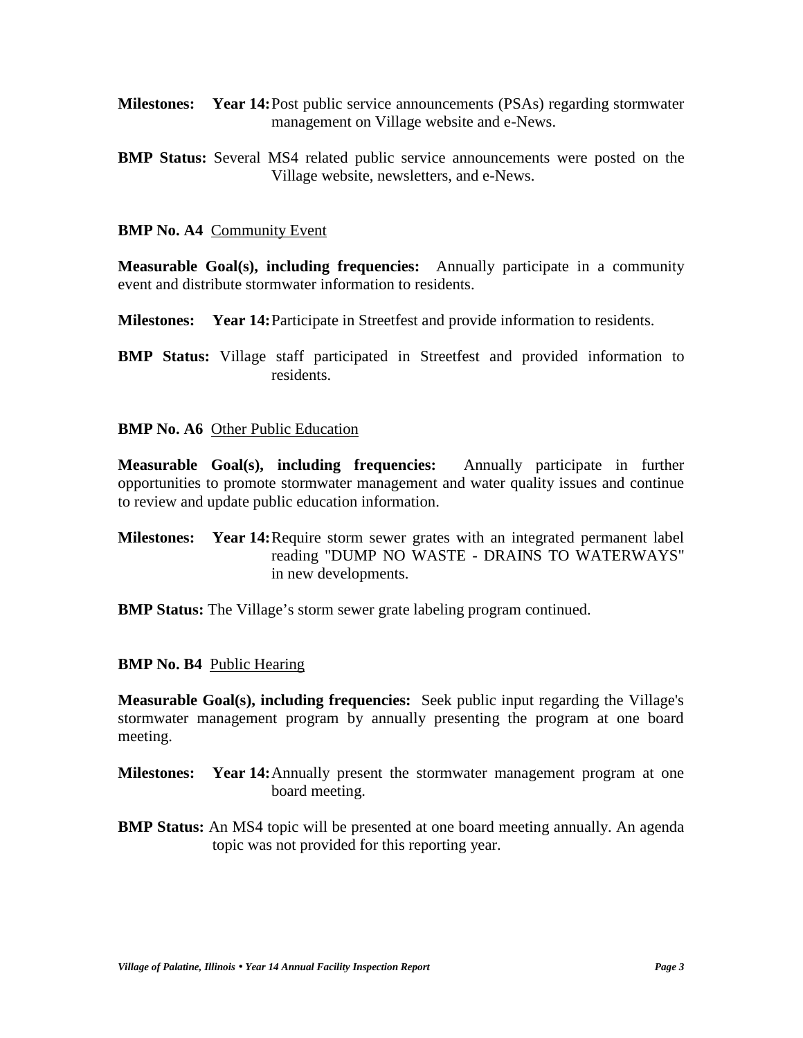**Milestones:** **Year 14:** Post public service announcements (PSAs) regarding stormwater management on Village website and e-News.

**BMP Status:** Several MS4 related public service announcements were posted on the Village website, newsletters, and e-News.

**BMP No. A4** Community Event

**Measurable Goal(s), including frequencies:** Annually participate in a community event and distribute stormwater information to residents.

**Milestones:** **Year 14:** Participate in Streetfest and provide information to residents.

**BMP Status:** Village staff participated in Streetfest and provided information to residents.

**BMP No. A6** Other Public Education

**Measurable Goal(s), including frequencies:** Annually participate in further opportunities to promote stormwater management and water quality issues and continue to review and update public education information.

**Milestones:** **Year 14:** Require storm sewer grates with an integrated permanent label reading "DUMP NO WASTE - DRAINS TO WATERWAYS" in new developments.

**BMP Status:** The Village's storm sewer grate labeling program continued.

**BMP No. B4** Public Hearing

**Measurable Goal(s), including frequencies:** Seek public input regarding the Village's stormwater management program by annually presenting the program at one board meeting.

**Milestones:** **Year 14:** Annually present the stormwater management program at one board meeting.

**BMP Status:** An MS4 topic will be presented at one board meeting annually. An agenda topic was not provided for this reporting year.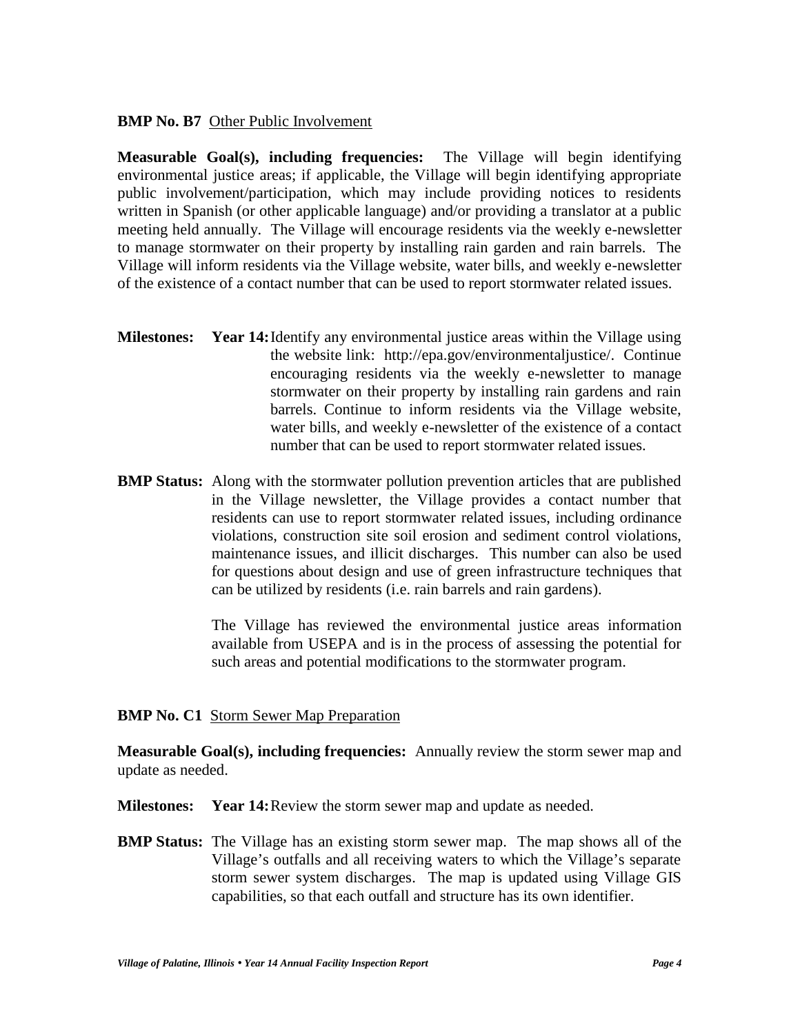**BMP No. B7** Other Public Involvement

**Measurable Goal(s), including frequencies:** The Village will begin identifying environmental justice areas; if applicable, the Village will begin identifying appropriate public involvement/participation, which may include providing notices to residents written in Spanish (or other applicable language) and/or providing a translator at a public meeting held annually. The Village will encourage residents via the weekly e-newsletter to manage stormwater on their property by installing rain garden and rain barrels. The Village will inform residents via the Village website, water bills, and weekly e-newsletter of the existence of a contact number that can be used to report stormwater related issues.

**Milestones:** **Year 14:** Identify any environmental justice areas within the Village using the website link: http://epa.gov/environmentaljustice/. Continue encouraging residents via the weekly e-newsletter to manage stormwater on their property by installing rain gardens and rain barrels. Continue to inform residents via the Village website, water bills, and weekly e-newsletter of the existence of a contact number that can be used to report stormwater related issues.

**BMP Status:** Along with the stormwater pollution prevention articles that are published in the Village newsletter, the Village provides a contact number that residents can use to report stormwater related issues, including ordinance violations, construction site soil erosion and sediment control violations, maintenance issues, and illicit discharges. This number can also be used for questions about design and use of green infrastructure techniques that can be utilized by residents (i.e. rain barrels and rain gardens).

The Village has reviewed the environmental justice areas information available from USEPA and is in the process of assessing the potential for such areas and potential modifications to the stormwater program.

**BMP No. C1** Storm Sewer Map Preparation

**Measurable Goal(s), including frequencies:** Annually review the storm sewer map and update as needed.

**Milestones:** **Year 14:** Review the storm sewer map and update as needed.

**BMP Status:** The Village has an existing storm sewer map. The map shows all of the Village's outfalls and all receiving waters to which the Village's separate storm sewer system discharges. The map is updated using Village GIS capabilities, so that each outfall and structure has its own identifier.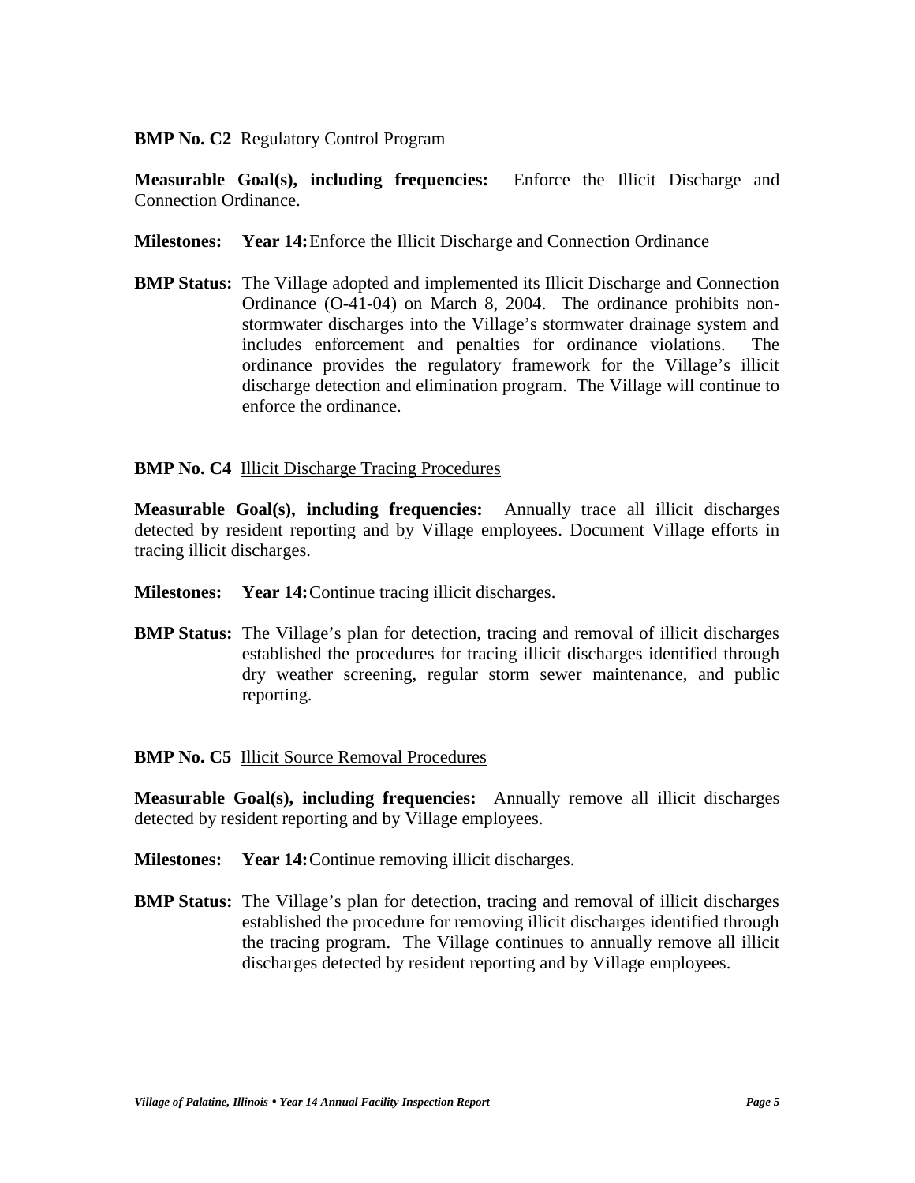**BMP No. C2** Regulatory Control Program

**Measurable Goal(s), including frequencies:** Enforce the Illicit Discharge and Connection Ordinance.

**Milestones:** **Year 14:** Enforce the Illicit Discharge and Connection Ordinance

**BMP Status:** The Village adopted and implemented its Illicit Discharge and Connection Ordinance (O-41-04) on March 8, 2004. The ordinance prohibits non-stormwater discharges into the Village's stormwater drainage system and includes enforcement and penalties for ordinance violations. The ordinance provides the regulatory framework for the Village's illicit discharge detection and elimination program. The Village will continue to enforce the ordinance.

**BMP No. C4** Illicit Discharge Tracing Procedures

**Measurable Goal(s), including frequencies:** Annually trace all illicit discharges detected by resident reporting and by Village employees. Document Village efforts in tracing illicit discharges.

**Milestones:** **Year 14:** Continue tracing illicit discharges.

**BMP Status:** The Village's plan for detection, tracing and removal of illicit discharges established the procedures for tracing illicit discharges identified through dry weather screening, regular storm sewer maintenance, and public reporting.

**BMP No. C5** Illicit Source Removal Procedures

**Measurable Goal(s), including frequencies:** Annually remove all illicit discharges detected by resident reporting and by Village employees.

**Milestones:** **Year 14:** Continue removing illicit discharges.

**BMP Status:** The Village's plan for detection, tracing and removal of illicit discharges established the procedure for removing illicit discharges identified through the tracing program. The Village continues to annually remove all illicit discharges detected by resident reporting and by Village employees.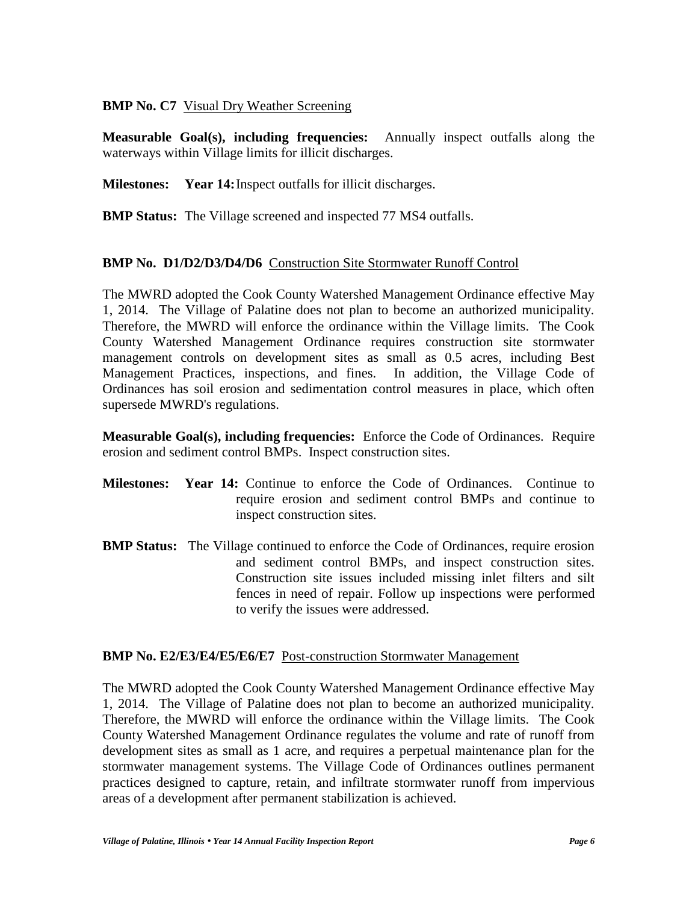**BMP No. C7** Visual Dry Weather Screening

**Measurable Goal(s), including frequencies:** Annually inspect outfalls along the waterways within Village limits for illicit discharges.

**Milestones:** **Year 14:** Inspect outfalls for illicit discharges.

**BMP Status:** The Village screened and inspected 77 MS4 outfalls.

**BMP No. D1/D2/D3/D4/D6** Construction Site Stormwater Runoff Control

The MWRD adopted the Cook County Watershed Management Ordinance effective May 1, 2014. The Village of Palatine does not plan to become an authorized municipality. Therefore, the MWRD will enforce the ordinance within the Village limits. The Cook County Watershed Management Ordinance requires construction site stormwater management controls on development sites as small as 0.5 acres, including Best Management Practices, inspections, and fines. In addition, the Village Code of Ordinances has soil erosion and sedimentation control measures in place, which often supersede MWRD's regulations.

**Measurable Goal(s), including frequencies:** Enforce the Code of Ordinances. Require erosion and sediment control BMPs. Inspect construction sites.

**Milestones:** **Year 14:** Continue to enforce the Code of Ordinances. Continue to require erosion and sediment control BMPs and continue to inspect construction sites.

**BMP Status:** The Village continued to enforce the Code of Ordinances, require erosion and sediment control BMPs, and inspect construction sites. Construction site issues included missing inlet filters and silt fences in need of repair. Follow up inspections were performed to verify the issues were addressed.

**BMP No. E2/E3/E4/E5/E6/E7** Post-construction Stormwater Management

The MWRD adopted the Cook County Watershed Management Ordinance effective May 1, 2014. The Village of Palatine does not plan to become an authorized municipality. Therefore, the MWRD will enforce the ordinance within the Village limits. The Cook County Watershed Management Ordinance regulates the volume and rate of runoff from development sites as small as 1 acre, and requires a perpetual maintenance plan for the stormwater management systems. The Village Code of Ordinances outlines permanent practices designed to capture, retain, and infiltrate stormwater runoff from impervious areas of a development after permanent stabilization is achieved.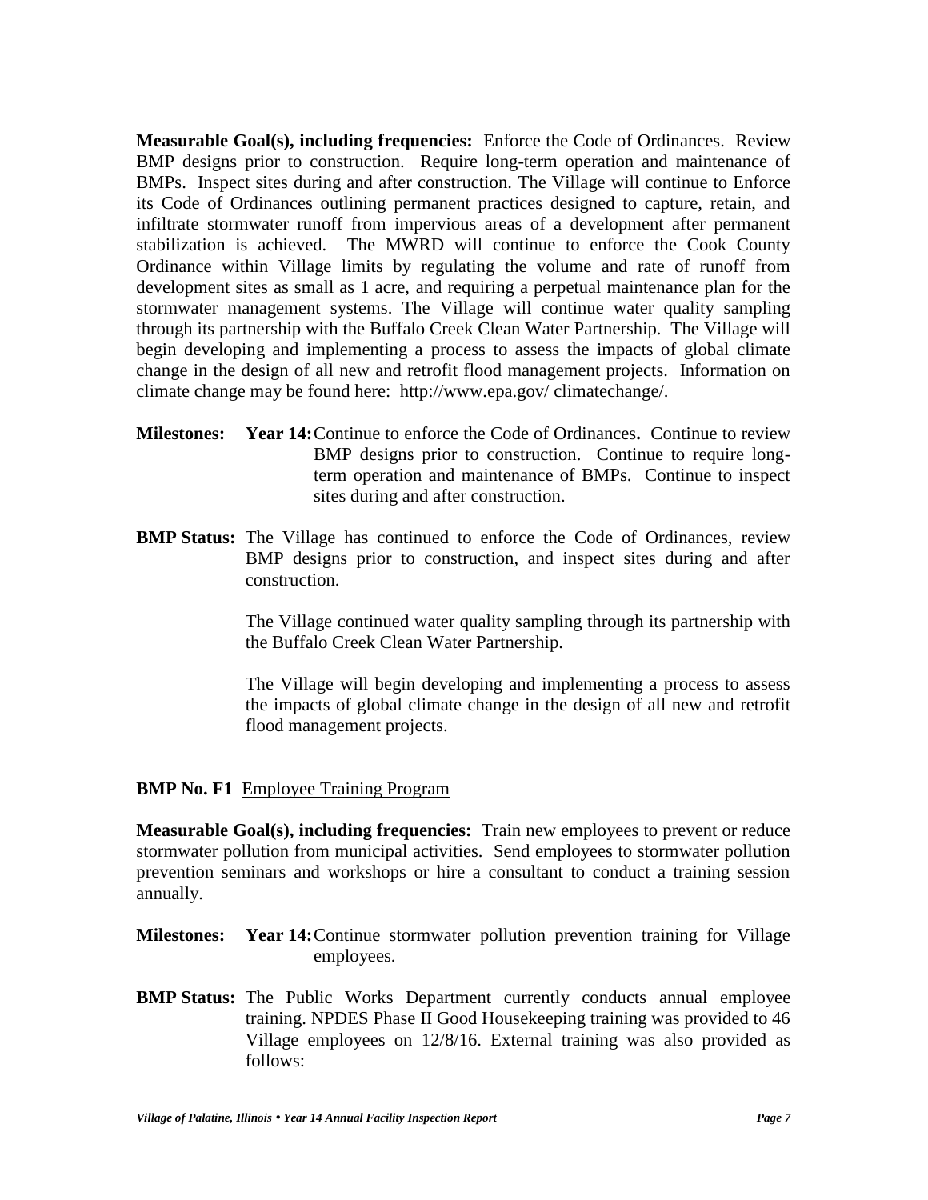**Measurable Goal(s), including frequencies:** Enforce the Code of Ordinances. Review BMP designs prior to construction. Require long-term operation and maintenance of BMPs. Inspect sites during and after construction. The Village will continue to Enforce its Code of Ordinances outlining permanent practices designed to capture, retain, and infiltrate stormwater runoff from impervious areas of a development after permanent stabilization is achieved. The MWRD will continue to enforce the Cook County Ordinance within Village limits by regulating the volume and rate of runoff from development sites as small as 1 acre, and requiring a perpetual maintenance plan for the stormwater management systems. The Village will continue water quality sampling through its partnership with the Buffalo Creek Clean Water Partnership. The Village will begin developing and implementing a process to assess the impacts of global climate change in the design of all new and retrofit flood management projects. Information on climate change may be found here: http://www.epa.gov/ climatechange/.

**Milestones:** **Year 14:** Continue to enforce the Code of Ordinances**.** Continue to review BMP designs prior to construction. Continue to require long-term operation and maintenance of BMPs. Continue to inspect sites during and after construction.

**BMP Status:** The Village has continued to enforce the Code of Ordinances, review BMP designs prior to construction, and inspect sites during and after construction.

The Village continued water quality sampling through its partnership with the Buffalo Creek Clean Water Partnership.

The Village will begin developing and implementing a process to assess the impacts of global climate change in the design of all new and retrofit flood management projects.

**BMP No. F1** Employee Training Program

**Measurable Goal(s), including frequencies:** Train new employees to prevent or reduce stormwater pollution from municipal activities. Send employees to stormwater pollution prevention seminars and workshops or hire a consultant to conduct a training session annually.

**Milestones:** **Year 14:** Continue stormwater pollution prevention training for Village employees.

**BMP Status:** The Public Works Department currently conducts annual employee training. NPDES Phase II Good Housekeeping training was provided to 46 Village employees on 12/8/16. External training was also provided as follows: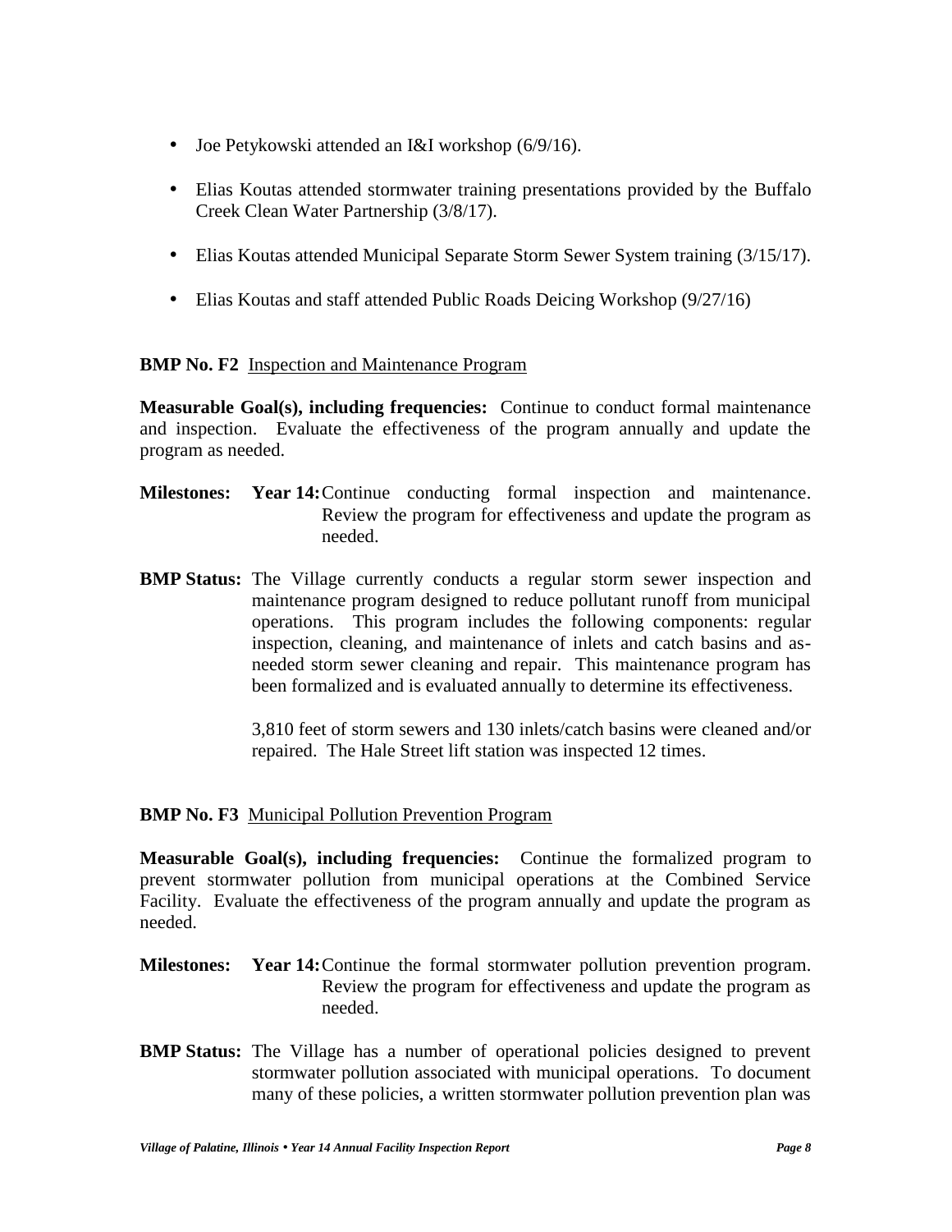- Joe Petykowski attended an I&I workshop (6/9/16).

- Elias Koutas attended stormwater training presentations provided by the Buffalo Creek Clean Water Partnership (3/8/17).

- Elias Koutas attended Municipal Separate Storm Sewer System training (3/15/17).

- Elias Koutas and staff attended Public Roads Deicing Workshop (9/27/16)

**BMP No. F2** Inspection and Maintenance Program

**Measurable Goal(s), including frequencies:** Continue to conduct formal maintenance and inspection. Evaluate the effectiveness of the program annually and update the program as needed.

**Milestones:** **Year 14:** Continue conducting formal inspection and maintenance. Review the program for effectiveness and update the program as needed.

**BMP Status:** The Village currently conducts a regular storm sewer inspection and maintenance program designed to reduce pollutant runoff from municipal operations. This program includes the following components: regular inspection, cleaning, and maintenance of inlets and catch basins and as-needed storm sewer cleaning and repair. This maintenance program has been formalized and is evaluated annually to determine its effectiveness.

3,810 feet of storm sewers and 130 inlets/catch basins were cleaned and/or repaired. The Hale Street lift station was inspected 12 times.

**BMP No. F3** Municipal Pollution Prevention Program

**Measurable Goal(s), including frequencies:** Continue the formalized program to prevent stormwater pollution from municipal operations at the Combined Service Facility. Evaluate the effectiveness of the program annually and update the program as needed.

**Milestones:** **Year 14:** Continue the formal stormwater pollution prevention program. Review the program for effectiveness and update the program as needed.

**BMP Status:** The Village has a number of operational policies designed to prevent stormwater pollution associated with municipal operations. To document many of these policies, a written stormwater pollution prevention plan was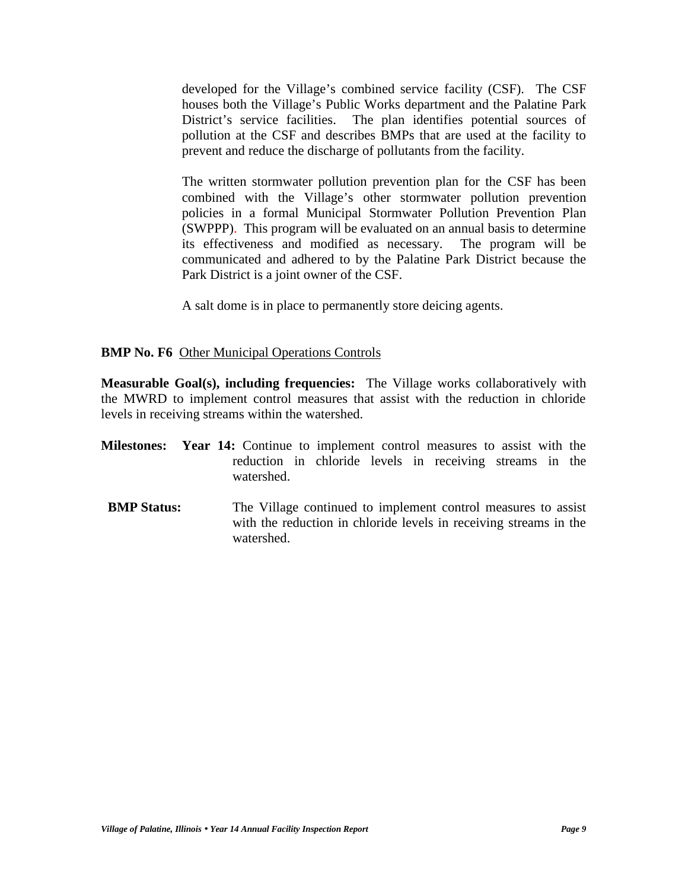developed for the Village's combined service facility (CSF). The CSF houses both the Village's Public Works department and the Palatine Park District's service facilities. The plan identifies potential sources of pollution at the CSF and describes BMPs that are used at the facility to prevent and reduce the discharge of pollutants from the facility.

The written stormwater pollution prevention plan for the CSF has been combined with the Village's other stormwater pollution prevention policies in a formal Municipal Stormwater Pollution Prevention Plan (SWPPP). This program will be evaluated on an annual basis to determine its effectiveness and modified as necessary. The program will be communicated and adhered to by the Palatine Park District because the Park District is a joint owner of the CSF.

A salt dome is in place to permanently store deicing agents.

**BMP No. F6** Other Municipal Operations Controls

**Measurable Goal(s), including frequencies:** The Village works collaboratively with the MWRD to implement control measures that assist with the reduction in chloride levels in receiving streams within the watershed.

**Milestones:** **Year 14:** Continue to implement control measures to assist with the reduction in chloride levels in receiving streams in the watershed.

**BMP Status:** The Village continued to implement control measures to assist with the reduction in chloride levels in receiving streams in the watershed.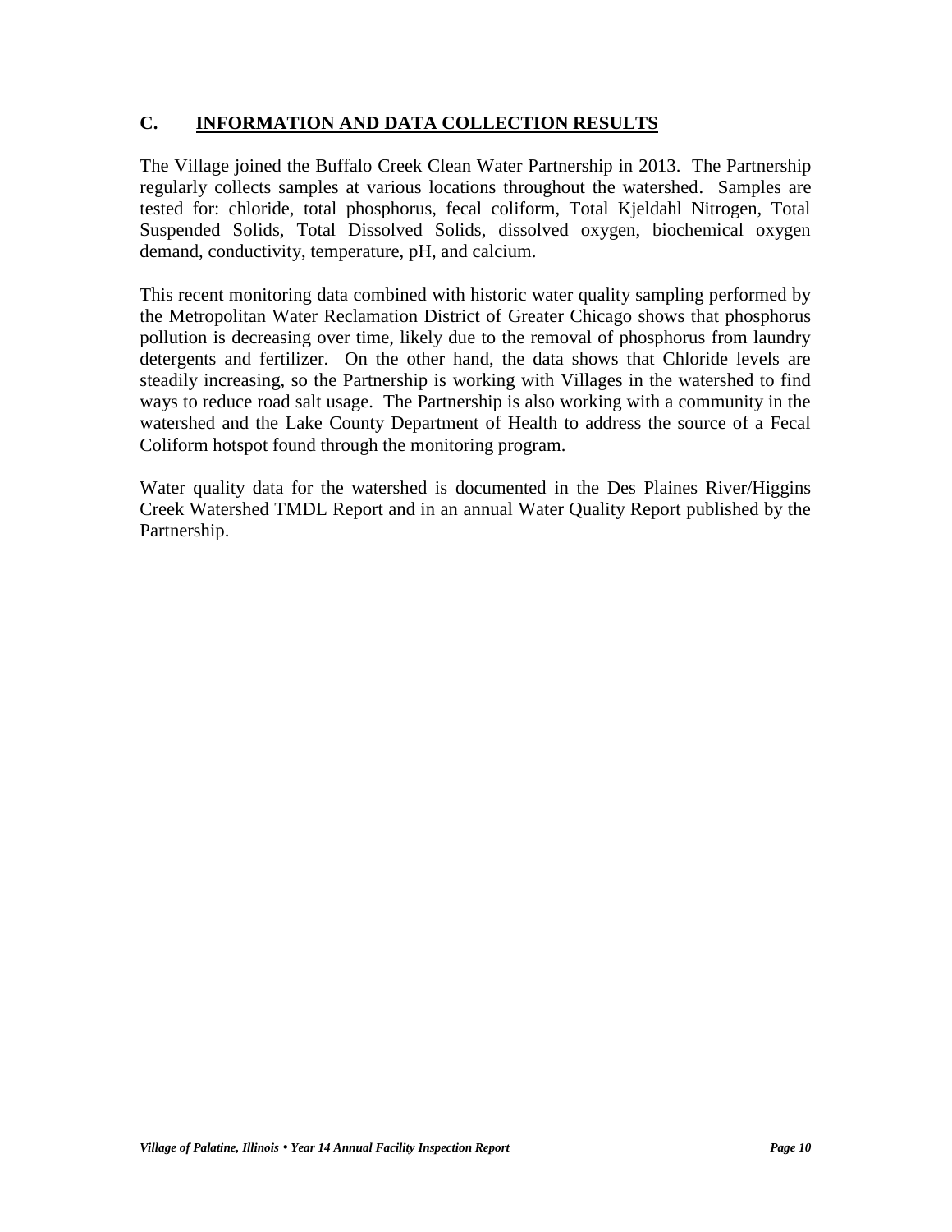## C. <u>INFORMATION AND DATA COLLECTION RESULTS</u>

The Village joined the Buffalo Creek Clean Water Partnership in 2013. The Partnership regularly collects samples at various locations throughout the watershed. Samples are tested for: chloride, total phosphorus, fecal coliform, Total Kjeldahl Nitrogen, Total Suspended Solids, Total Dissolved Solids, dissolved oxygen, biochemical oxygen demand, conductivity, temperature, pH, and calcium.

This recent monitoring data combined with historic water quality sampling performed by the Metropolitan Water Reclamation District of Greater Chicago shows that phosphorus pollution is decreasing over time, likely due to the removal of phosphorus from laundry detergents and fertilizer. On the other hand, the data shows that Chloride levels are steadily increasing, so the Partnership is working with Villages in the watershed to find ways to reduce road salt usage. The Partnership is also working with a community in the watershed and the Lake County Department of Health to address the source of a Fecal Coliform hotspot found through the monitoring program.

Water quality data for the watershed is documented in the Des Plaines River/Higgins Creek Watershed TMDL Report and in an annual Water Quality Report published by the Partnership.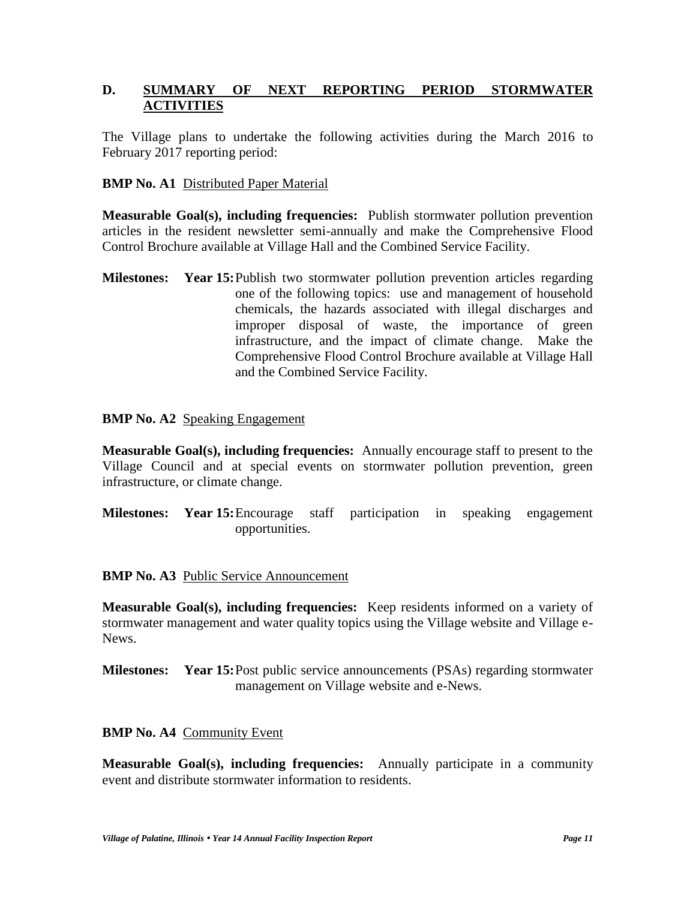## D. SUMMARY OF NEXT REPORTING PERIOD STORMWATER ACTIVITIES

The Village plans to undertake the following activities during the March 2016 to February 2017 reporting period:

**BMP No. A1** Distributed Paper Material

**Measurable Goal(s), including frequencies:** Publish stormwater pollution prevention articles in the resident newsletter semi-annually and make the Comprehensive Flood Control Brochure available at Village Hall and the Combined Service Facility.

**Milestones:** **Year 15:** Publish two stormwater pollution prevention articles regarding one of the following topics: use and management of household chemicals, the hazards associated with illegal discharges and improper disposal of waste, the importance of green infrastructure, and the impact of climate change. Make the Comprehensive Flood Control Brochure available at Village Hall and the Combined Service Facility.

**BMP No. A2** Speaking Engagement

**Measurable Goal(s), including frequencies:** Annually encourage staff to present to the Village Council and at special events on stormwater pollution prevention, green infrastructure, or climate change.

**Milestones:** **Year 15:** Encourage staff participation in speaking engagement opportunities.

**BMP No. A3** Public Service Announcement

**Measurable Goal(s), including frequencies:** Keep residents informed on a variety of stormwater management and water quality topics using the Village website and Village e-News.

**Milestones:** **Year 15:** Post public service announcements (PSAs) regarding stormwater management on Village website and e-News.

**BMP No. A4** Community Event

**Measurable Goal(s), including frequencies:** Annually participate in a community event and distribute stormwater information to residents.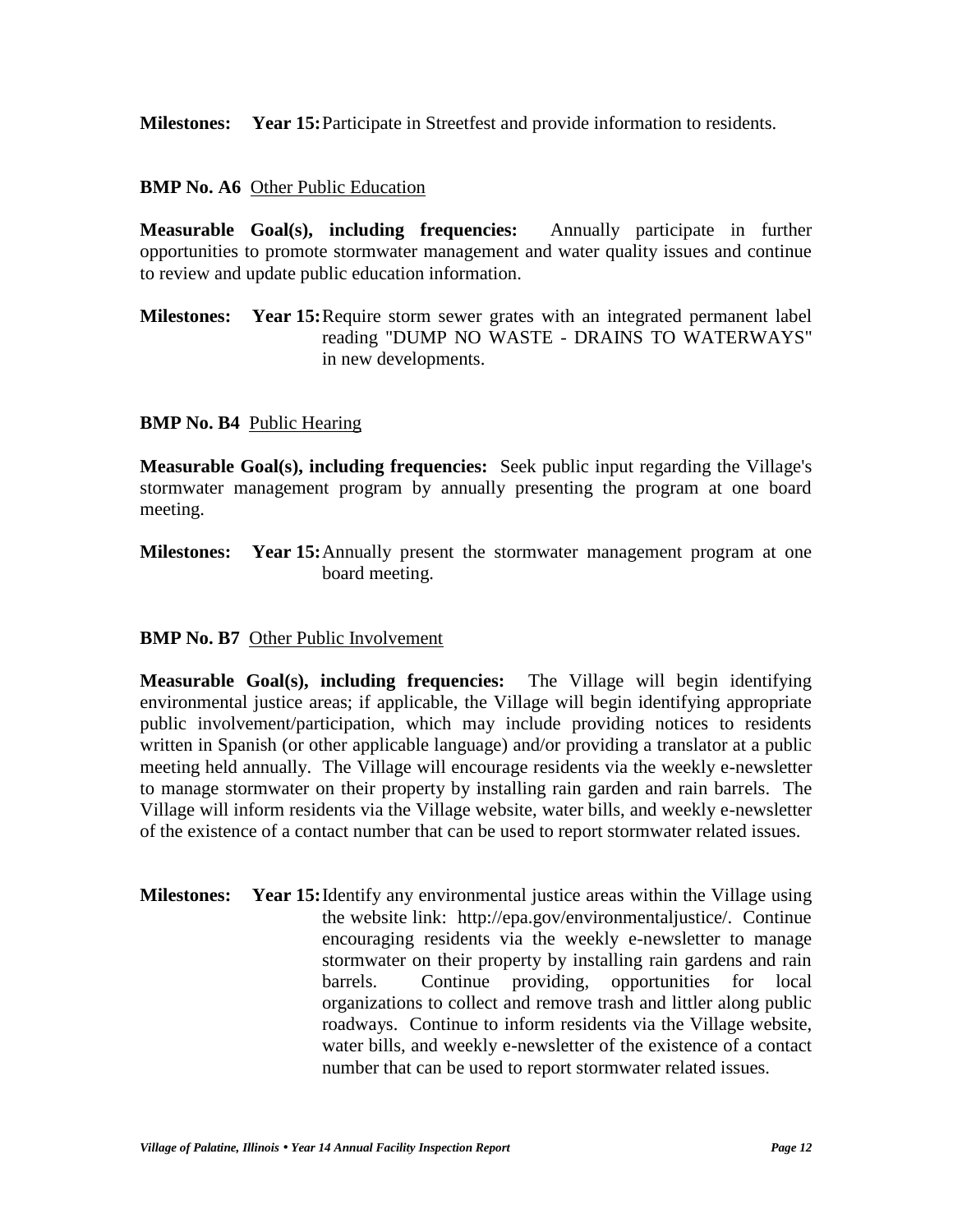**Milestones:** **Year 15:** Participate in Streetfest and provide information to residents.

**BMP No. A6** Other Public Education

**Measurable Goal(s), including frequencies:** Annually participate in further opportunities to promote stormwater management and water quality issues and continue to review and update public education information.

**Milestones:** **Year 15:** Require storm sewer grates with an integrated permanent label reading "DUMP NO WASTE - DRAINS TO WATERWAYS" in new developments.

**BMP No. B4** Public Hearing

**Measurable Goal(s), including frequencies:** Seek public input regarding the Village's stormwater management program by annually presenting the program at one board meeting.

**Milestones:** **Year 15:** Annually present the stormwater management program at one board meeting.

**BMP No. B7** Other Public Involvement

**Measurable Goal(s), including frequencies:** The Village will begin identifying environmental justice areas; if applicable, the Village will begin identifying appropriate public involvement/participation, which may include providing notices to residents written in Spanish (or other applicable language) and/or providing a translator at a public meeting held annually. The Village will encourage residents via the weekly e-newsletter to manage stormwater on their property by installing rain garden and rain barrels. The Village will inform residents via the Village website, water bills, and weekly e-newsletter of the existence of a contact number that can be used to report stormwater related issues.

**Milestones:** **Year 15:** Identify any environmental justice areas within the Village using the website link: http://epa.gov/environmentaljustice/. Continue encouraging residents via the weekly e-newsletter to manage stormwater on their property by installing rain gardens and rain barrels. Continue providing, opportunities for local organizations to collect and remove trash and littler along public roadways. Continue to inform residents via the Village website, water bills, and weekly e-newsletter of the existence of a contact number that can be used to report stormwater related issues.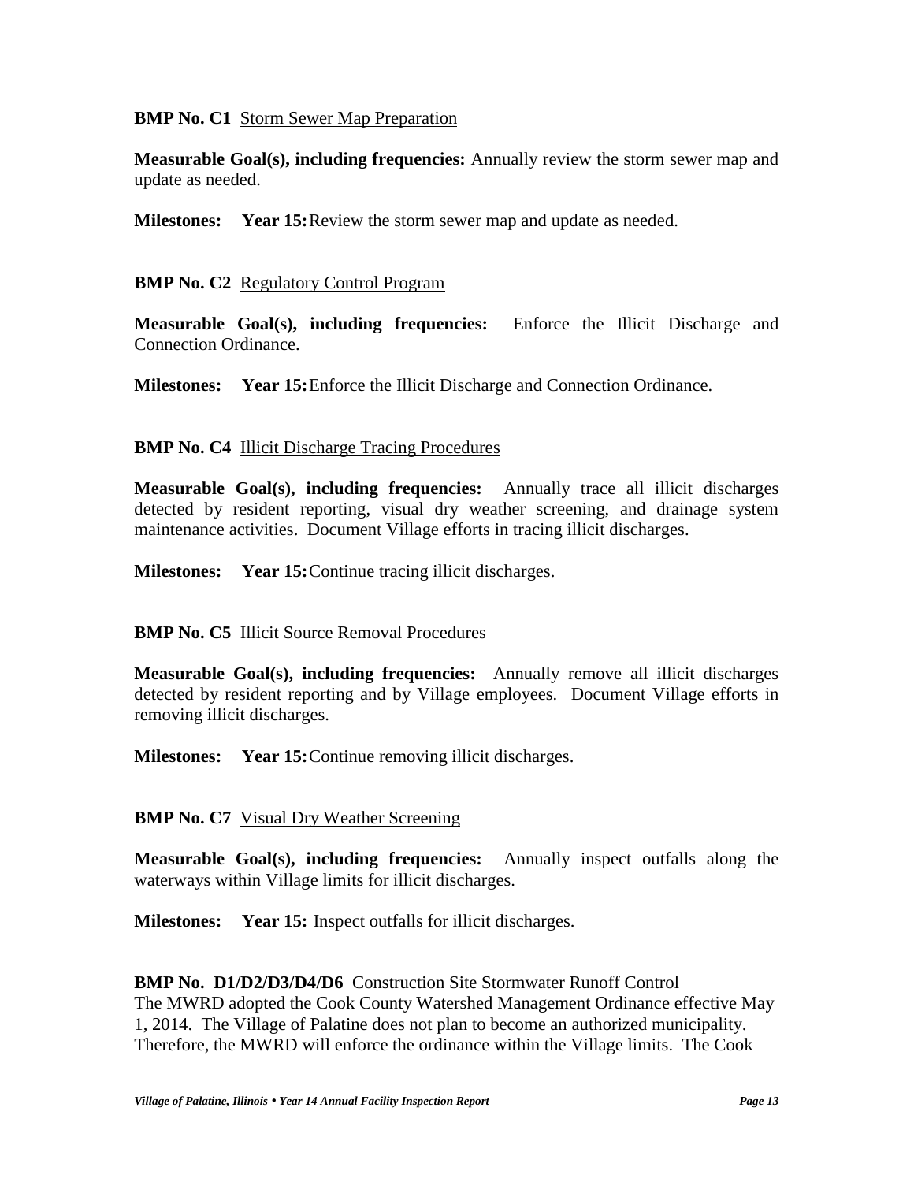**BMP No. C1** Storm Sewer Map Preparation

**Measurable Goal(s), including frequencies:** Annually review the storm sewer map and update as needed.

**Milestones:** **Year 15:** Review the storm sewer map and update as needed.

**BMP No. C2** Regulatory Control Program

**Measurable Goal(s), including frequencies:** Enforce the Illicit Discharge and Connection Ordinance.

**Milestones:** **Year 15:** Enforce the Illicit Discharge and Connection Ordinance.

**BMP No. C4** Illicit Discharge Tracing Procedures

**Measurable Goal(s), including frequencies:** Annually trace all illicit discharges detected by resident reporting, visual dry weather screening, and drainage system maintenance activities. Document Village efforts in tracing illicit discharges.

**Milestones:** **Year 15:** Continue tracing illicit discharges.

**BMP No. C5** Illicit Source Removal Procedures

**Measurable Goal(s), including frequencies:** Annually remove all illicit discharges detected by resident reporting and by Village employees. Document Village efforts in removing illicit discharges.

**Milestones:** **Year 15:** Continue removing illicit discharges.

**BMP No. C7** Visual Dry Weather Screening

**Measurable Goal(s), including frequencies:** Annually inspect outfalls along the waterways within Village limits for illicit discharges.

**Milestones:** **Year 15:** Inspect outfalls for illicit discharges.

**BMP No. D1/D2/D3/D4/D6** Construction Site Stormwater Runoff Control

The MWRD adopted the Cook County Watershed Management Ordinance effective May 1, 2014. The Village of Palatine does not plan to become an authorized municipality. Therefore, the MWRD will enforce the ordinance within the Village limits. The Cook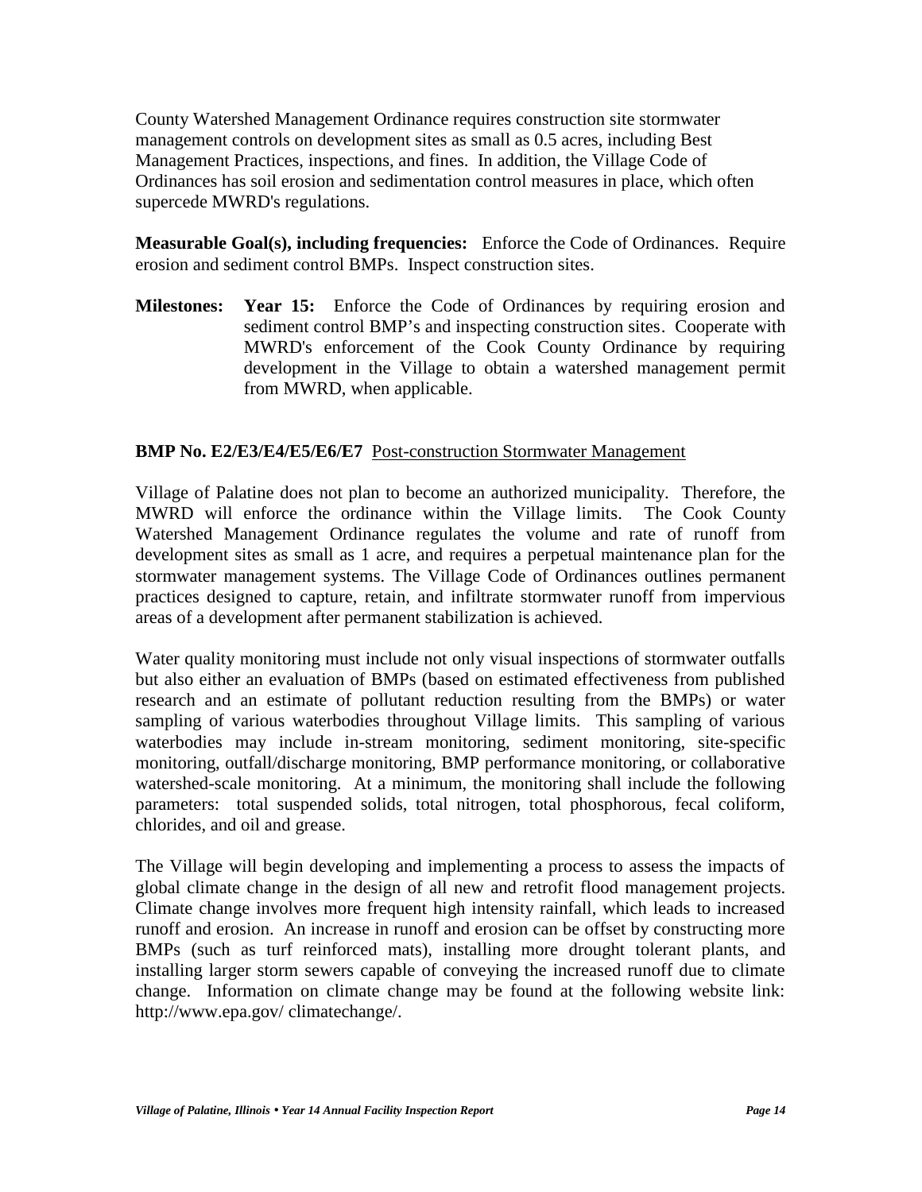County Watershed Management Ordinance requires construction site stormwater management controls on development sites as small as 0.5 acres, including Best Management Practices, inspections, and fines. In addition, the Village Code of Ordinances has soil erosion and sedimentation control measures in place, which often supercede MWRD's regulations.

**Measurable Goal(s), including frequencies:** Enforce the Code of Ordinances. Require erosion and sediment control BMPs. Inspect construction sites.

**Milestones:** **Year 15:** Enforce the Code of Ordinances by requiring erosion and sediment control BMP's and inspecting construction sites. Cooperate with MWRD's enforcement of the Cook County Ordinance by requiring development in the Village to obtain a watershed management permit from MWRD, when applicable.

**BMP No. E2/E3/E4/E5/E6/E7** Post-construction Stormwater Management

Village of Palatine does not plan to become an authorized municipality. Therefore, the MWRD will enforce the ordinance within the Village limits. The Cook County Watershed Management Ordinance regulates the volume and rate of runoff from development sites as small as 1 acre, and requires a perpetual maintenance plan for the stormwater management systems. The Village Code of Ordinances outlines permanent practices designed to capture, retain, and infiltrate stormwater runoff from impervious areas of a development after permanent stabilization is achieved.

Water quality monitoring must include not only visual inspections of stormwater outfalls but also either an evaluation of BMPs (based on estimated effectiveness from published research and an estimate of pollutant reduction resulting from the BMPs) or water sampling of various waterbodies throughout Village limits. This sampling of various waterbodies may include in-stream monitoring, sediment monitoring, site-specific monitoring, outfall/discharge monitoring, BMP performance monitoring, or collaborative watershed-scale monitoring. At a minimum, the monitoring shall include the following parameters: total suspended solids, total nitrogen, total phosphorous, fecal coliform, chlorides, and oil and grease.

The Village will begin developing and implementing a process to assess the impacts of global climate change in the design of all new and retrofit flood management projects. Climate change involves more frequent high intensity rainfall, which leads to increased runoff and erosion. An increase in runoff and erosion can be offset by constructing more BMPs (such as turf reinforced mats), installing more drought tolerant plants, and installing larger storm sewers capable of conveying the increased runoff due to climate change. Information on climate change may be found at the following website link: http://www.epa.gov/ climatechange/.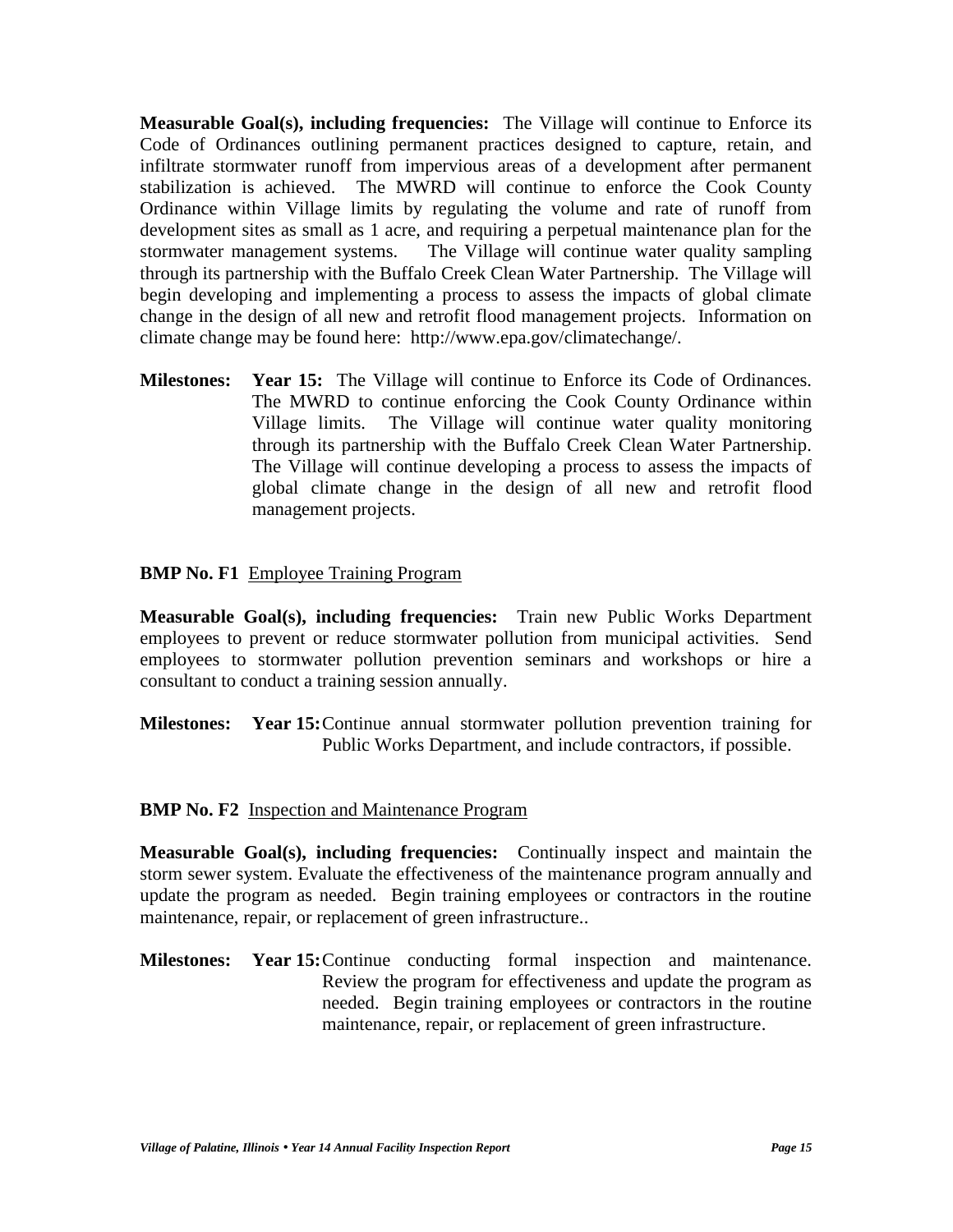**Measurable Goal(s), including frequencies:** The Village will continue to Enforce its Code of Ordinances outlining permanent practices designed to capture, retain, and infiltrate stormwater runoff from impervious areas of a development after permanent stabilization is achieved. The MWRD will continue to enforce the Cook County Ordinance within Village limits by regulating the volume and rate of runoff from development sites as small as 1 acre, and requiring a perpetual maintenance plan for the stormwater management systems. The Village will continue water quality sampling through its partnership with the Buffalo Creek Clean Water Partnership. The Village will begin developing and implementing a process to assess the impacts of global climate change in the design of all new and retrofit flood management projects. Information on climate change may be found here: http://www.epa.gov/climatechange/.

**Milestones:** **Year 15:** The Village will continue to Enforce its Code of Ordinances. The MWRD to continue enforcing the Cook County Ordinance within Village limits. The Village will continue water quality monitoring through its partnership with the Buffalo Creek Clean Water Partnership. The Village will continue developing a process to assess the impacts of global climate change in the design of all new and retrofit flood management projects.

**BMP No. F1** Employee Training Program

**Measurable Goal(s), including frequencies:** Train new Public Works Department employees to prevent or reduce stormwater pollution from municipal activities. Send employees to stormwater pollution prevention seminars and workshops or hire a consultant to conduct a training session annually.

**Milestones:** **Year 15:** Continue annual stormwater pollution prevention training for Public Works Department, and include contractors, if possible.

**BMP No. F2** Inspection and Maintenance Program

**Measurable Goal(s), including frequencies:** Continually inspect and maintain the storm sewer system. Evaluate the effectiveness of the maintenance program annually and update the program as needed. Begin training employees or contractors in the routine maintenance, repair, or replacement of green infrastructure..

**Milestones:** **Year 15:** Continue conducting formal inspection and maintenance. Review the program for effectiveness and update the program as needed. Begin training employees or contractors in the routine maintenance, repair, or replacement of green infrastructure.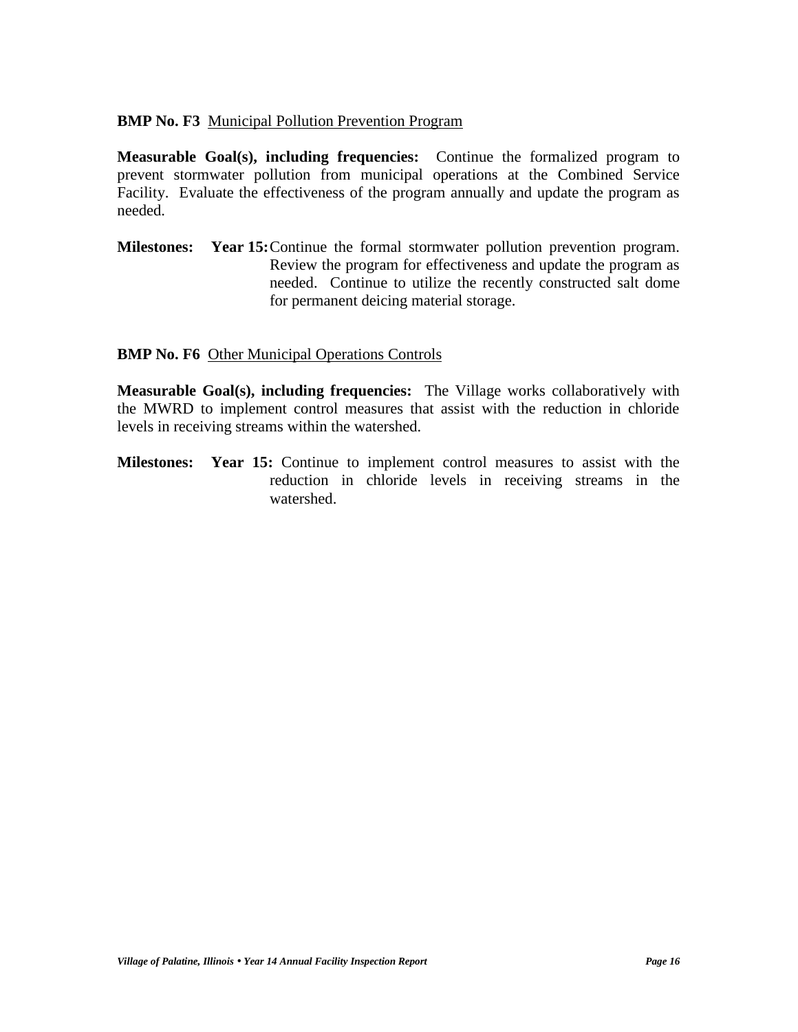**BMP No. F3** Municipal Pollution Prevention Program

**Measurable Goal(s), including frequencies:** Continue the formalized program to prevent stormwater pollution from municipal operations at the Combined Service Facility. Evaluate the effectiveness of the program annually and update the program as needed.

**Milestones:** **Year 15:** Continue the formal stormwater pollution prevention program. Review the program for effectiveness and update the program as needed. Continue to utilize the recently constructed salt dome for permanent deicing material storage.

**BMP No. F6** Other Municipal Operations Controls

**Measurable Goal(s), including frequencies:** The Village works collaboratively with the MWRD to implement control measures that assist with the reduction in chloride levels in receiving streams within the watershed.

**Milestones:** **Year 15:** Continue to implement control measures to assist with the reduction in chloride levels in receiving streams in the watershed.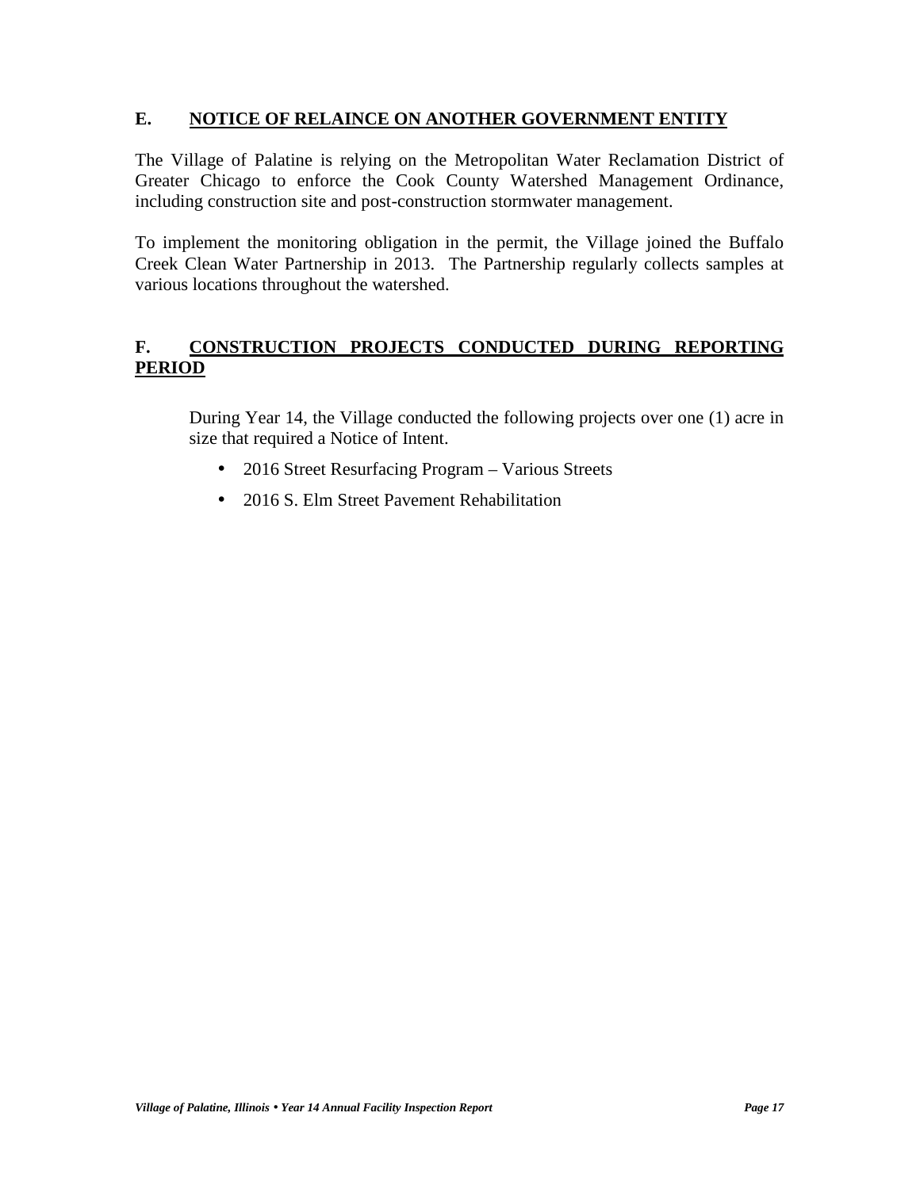## E. NOTICE OF RELAINCE ON ANOTHER GOVERNMENT ENTITY

The Village of Palatine is relying on the Metropolitan Water Reclamation District of Greater Chicago to enforce the Cook County Watershed Management Ordinance, including construction site and post-construction stormwater management.

To implement the monitoring obligation in the permit, the Village joined the Buffalo Creek Clean Water Partnership in 2013. The Partnership regularly collects samples at various locations throughout the watershed.

## F. CONSTRUCTION PROJECTS CONDUCTED DURING REPORTING PERIOD

During Year 14, the Village conducted the following projects over one (1) acre in size that required a Notice of Intent.

- 2016 Street Resurfacing Program – Various Streets
- 2016 S. Elm Street Pavement Rehabilitation